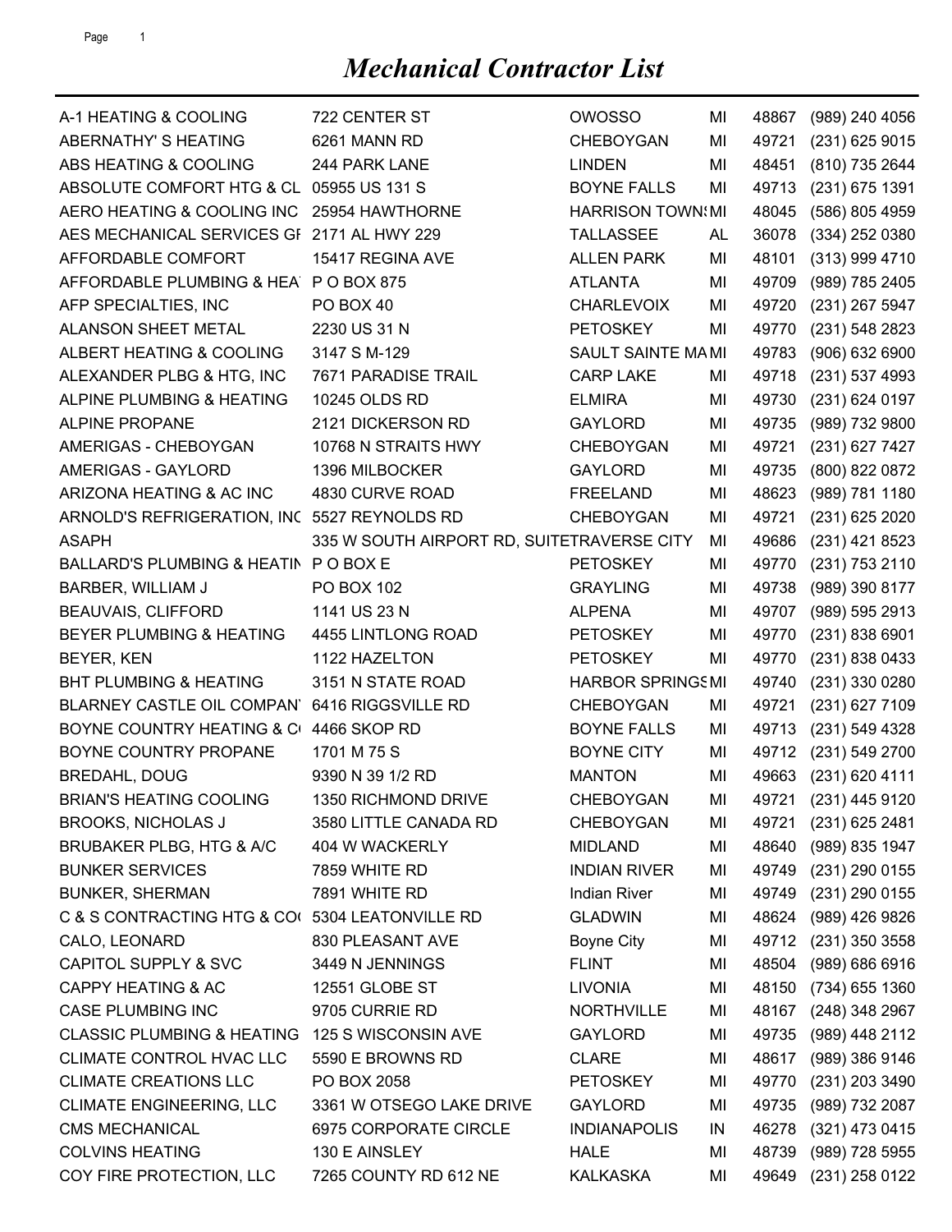# *Mechanical Contractor List*

| | | | | | |
|---|---|---|---|---|---|
| A-1 HEATING & COOLING | 722 CENTER ST | OWOSSO | MI | 48867 | (989) 240 4056 |
| ABERNATHY' S HEATING | 6261 MANN RD | CHEBOYGAN | MI | 49721 | (231) 625 9015 |
| ABS HEATING & COOLING | 244 PARK LANE | LINDEN | MI | 48451 | (810) 735 2644 |
| ABSOLUTE COMFORT HTG & CL | 05955 US 131 S | BOYNE FALLS | MI | 49713 | (231) 675 1391 |
| AERO HEATING & COOLING INC | 25954 HAWTHORNE | HARRISON TOWN | MI | 48045 | (586) 805 4959 |
| AES MECHANICAL SERVICES GI | 2171 AL HWY 229 | TALLASSEE | AL | 36078 | (334) 252 0380 |
| AFFORDABLE COMFORT | 15417 REGINA AVE | ALLEN PARK | MI | 48101 | (313) 999 4710 |
| AFFORDABLE PLUMBING & HEA | P O BOX 875 | ATLANTA | MI | 49709 | (989) 785 2405 |
| AFP SPECIALTIES, INC | PO BOX 40 | CHARLEVOIX | MI | 49720 | (231) 267 5947 |
| ALANSON SHEET METAL | 2230 US 31 N | PETOSKEY | MI | 49770 | (231) 548 2823 |
| ALBERT HEATING & COOLING | 3147 S M-129 | SAULT SAINTE MA | MI | 49783 | (906) 632 6900 |
| ALEXANDER PLBG & HTG, INC | 7671 PARADISE TRAIL | CARP LAKE | MI | 49718 | (231) 537 4993 |
| ALPINE PLUMBING & HEATING | 10245 OLDS RD | ELMIRA | MI | 49730 | (231) 624 0197 |
| ALPINE PROPANE | 2121 DICKERSON RD | GAYLORD | MI | 49735 | (989) 732 9800 |
| AMERIGAS - CHEBOYGAN | 10768 N STRAITS HWY | CHEBOYGAN | MI | 49721 | (231) 627 7427 |
| AMERIGAS - GAYLORD | 1396 MILBOCKER | GAYLORD | MI | 49735 | (800) 822 0872 |
| ARIZONA HEATING & AC INC | 4830 CURVE ROAD | FREELAND | MI | 48623 | (989) 781 1180 |
| ARNOLD'S REFRIGERATION, INC | 5527 REYNOLDS RD | CHEBOYGAN | MI | 49721 | (231) 625 2020 |
| ASAPH | 335 W SOUTH AIRPORT RD, SUITE | TRAVERSE CITY | MI | 49686 | (231) 421 8523 |
| BALLARD'S PLUMBING & HEATIN | P O BOX E | PETOSKEY | MI | 49770 | (231) 753 2110 |
| BARBER, WILLIAM J | PO BOX 102 | GRAYLING | MI | 49738 | (989) 390 8177 |
| BEAUVAIS, CLIFFORD | 1141 US 23 N | ALPENA | MI | 49707 | (989) 595 2913 |
| BEYER PLUMBING & HEATING | 4455 LINTLONG ROAD | PETOSKEY | MI | 49770 | (231) 838 6901 |
| BEYER, KEN | 1122 HAZELTON | PETOSKEY | MI | 49770 | (231) 838 0433 |
| BHT PLUMBING & HEATING | 3151 N STATE ROAD | HARBOR SPRINGS | MI | 49740 | (231) 330 0280 |
| BLARNEY CASTLE OIL COMPAN | 6416 RIGGSVILLE RD | CHEBOYGAN | MI | 49721 | (231) 627 7109 |
| BOYNE COUNTRY HEATING & C | 4466 SKOP RD | BOYNE FALLS | MI | 49713 | (231) 549 4328 |
| BOYNE COUNTRY PROPANE | 1701 M 75 S | BOYNE CITY | MI | 49712 | (231) 549 2700 |
| BREDAHL, DOUG | 9390 N 39 1/2 RD | MANTON | MI | 49663 | (231) 620 4111 |
| BRIAN'S HEATING COOLING | 1350 RICHMOND DRIVE | CHEBOYGAN | MI | 49721 | (231) 445 9120 |
| BROOKS, NICHOLAS J | 3580 LITTLE CANADA RD | CHEBOYGAN | MI | 49721 | (231) 625 2481 |
| BRUBAKER PLBG, HTG & A/C | 404 W WACKERLY | MIDLAND | MI | 48640 | (989) 835 1947 |
| BUNKER SERVICES | 7859 WHITE RD | INDIAN RIVER | MI | 49749 | (231) 290 0155 |
| BUNKER, SHERMAN | 7891 WHITE RD | Indian River | MI | 49749 | (231) 290 0155 |
| C & S CONTRACTING HTG & CO | 5304 LEATONVILLE RD | GLADWIN | MI | 48624 | (989) 426 9826 |
| CALO, LEONARD | 830 PLEASANT AVE | Boyne City | MI | 49712 | (231) 350 3558 |
| CAPITOL SUPPLY & SVC | 3449 N JENNINGS | FLINT | MI | 48504 | (989) 686 6916 |
| CAPPY HEATING & AC | 12551 GLOBE ST | LIVONIA | MI | 48150 | (734) 655 1360 |
| CASE PLUMBING INC | 9705 CURRIE RD | NORTHVILLE | MI | 48167 | (248) 348 2967 |
| CLASSIC PLUMBING & HEATING | 125 S WISCONSIN AVE | GAYLORD | MI | 49735 | (989) 448 2112 |
| CLIMATE CONTROL HVAC LLC | 5590 E BROWNS RD | CLARE | MI | 48617 | (989) 386 9146 |
| CLIMATE CREATIONS LLC | PO BOX 2058 | PETOSKEY | MI | 49770 | (231) 203 3490 |
| CLIMATE ENGINEERING, LLC | 3361 W OTSEGO LAKE DRIVE | GAYLORD | MI | 49735 | (989) 732 2087 |
| CMS MECHANICAL | 6975 CORPORATE CIRCLE | INDIANAPOLIS | IN | 46278 | (321) 473 0415 |
| COLVINS HEATING | 130 E AINSLEY | HALE | MI | 48739 | (989) 728 5955 |
| COY FIRE PROTECTION, LLC | 7265 COUNTY RD 612 NE | KALKASKA | MI | 49649 | (231) 258 0122 |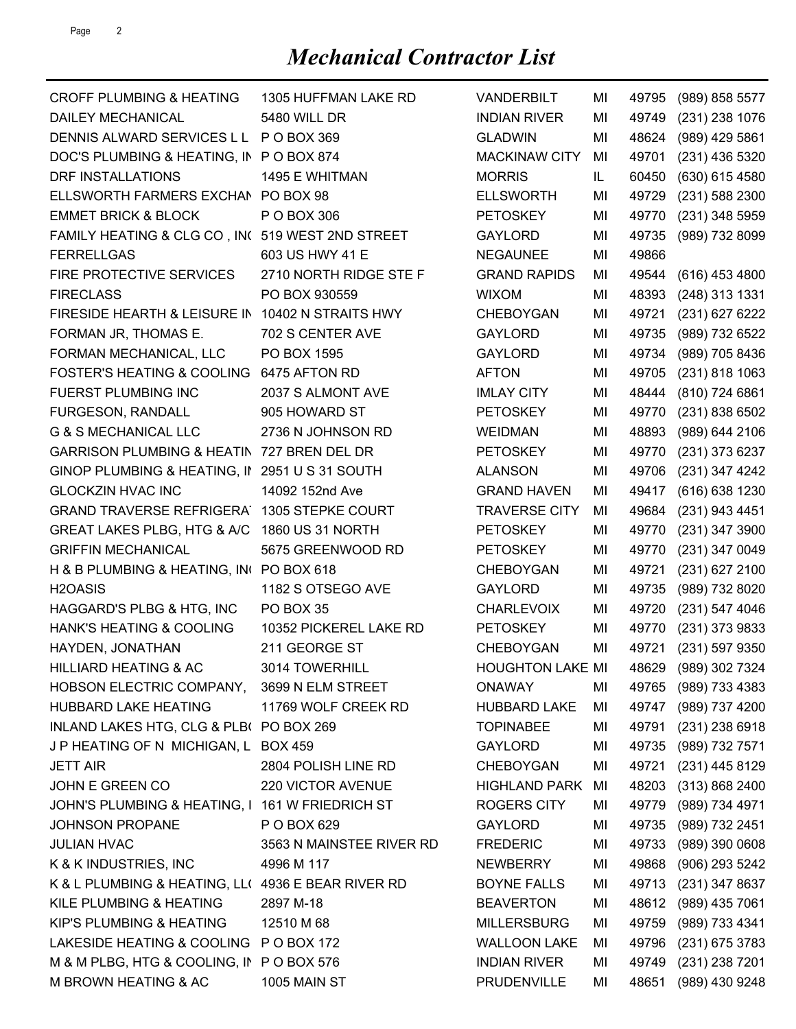# *Mechanical Contractor List*

| | | | | | |
|---|---|---|---|---|---|
| CROFF PLUMBING & HEATING | 1305 HUFFMAN LAKE RD | VANDERBILT | MI | 49795 | (989) 858 5577 |
| DAILEY MECHANICAL | 5480 WILL DR | INDIAN RIVER | MI | 49749 | (231) 238 1076 |
| DENNIS ALWARD SERVICES L L | P O BOX 369 | GLADWIN | MI | 48624 | (989) 429 5861 |
| DOC'S PLUMBING & HEATING, IN | P O BOX 874 | MACKINAW CITY | MI | 49701 | (231) 436 5320 |
| DRF INSTALLATIONS | 1495 E WHITMAN | MORRIS | IL | 60450 | (630) 615 4580 |
| ELLSWORTH FARMERS EXCHAN | PO BOX 98 | ELLSWORTH | MI | 49729 | (231) 588 2300 |
| EMMET BRICK & BLOCK | P O BOX 306 | PETOSKEY | MI | 49770 | (231) 348 5959 |
| FAMILY HEATING & CLG CO , INC | 519 WEST 2ND STREET | GAYLORD | MI | 49735 | (989) 732 8099 |
| FERRELLGAS | 603 US HWY 41 E | NEGAUNEE | MI | 49866 | |
| FIRE PROTECTIVE SERVICES | 2710 NORTH RIDGE STE F | GRAND RAPIDS | MI | 49544 | (616) 453 4800 |
| FIRECLASS | PO BOX 930559 | WIXOM | MI | 48393 | (248) 313 1331 |
| FIRESIDE HEARTH & LEISURE IN | 10402 N STRAITS HWY | CHEBOYGAN | MI | 49721 | (231) 627 6222 |
| FORMAN JR, THOMAS E. | 702 S CENTER AVE | GAYLORD | MI | 49735 | (989) 732 6522 |
| FORMAN MECHANICAL, LLC | PO BOX 1595 | GAYLORD | MI | 49734 | (989) 705 8436 |
| FOSTER'S HEATING & COOLING | 6475 AFTON RD | AFTON | MI | 49705 | (231) 818 1063 |
| FUERST PLUMBING INC | 2037 S ALMONT AVE | IMLAY CITY | MI | 48444 | (810) 724 6861 |
| FURGESON, RANDALL | 905 HOWARD ST | PETOSKEY | MI | 49770 | (231) 838 6502 |
| G & S MECHANICAL LLC | 2736 N JOHNSON RD | WEIDMAN | MI | 48893 | (989) 644 2106 |
| GARRISON PLUMBING & HEATIN | 727 BREN DEL DR | PETOSKEY | MI | 49770 | (231) 373 6237 |
| GINOP PLUMBING & HEATING, IN | 2951 U S 31 SOUTH | ALANSON | MI | 49706 | (231) 347 4242 |
| GLOCKZIN HVAC INC | 14092 152nd Ave | GRAND HAVEN | MI | 49417 | (616) 638 1230 |
| GRAND TRAVERSE REFRIGERAT | 1305 STEPKE COURT | TRAVERSE CITY | MI | 49684 | (231) 943 4451 |
| GREAT LAKES PLBG, HTG & A/C | 1860 US 31 NORTH | PETOSKEY | MI | 49770 | (231) 347 3900 |
| GRIFFIN MECHANICAL | 5675 GREENWOOD RD | PETOSKEY | MI | 49770 | (231) 347 0049 |
| H & B PLUMBING & HEATING, INC | PO BOX 618 | CHEBOYGAN | MI | 49721 | (231) 627 2100 |
| H2OASIS | 1182 S OTSEGO AVE | GAYLORD | MI | 49735 | (989) 732 8020 |
| HAGGARD'S PLBG & HTG, INC | PO BOX 35 | CHARLEVOIX | MI | 49720 | (231) 547 4046 |
| HANK'S HEATING & COOLING | 10352 PICKEREL LAKE RD | PETOSKEY | MI | 49770 | (231) 373 9833 |
| HAYDEN, JONATHAN | 211 GEORGE ST | CHEBOYGAN | MI | 49721 | (231) 597 9350 |
| HILLIARD HEATING & AC | 3014 TOWERHILL | HOUGHTON LAKE | MI | 48629 | (989) 302 7324 |
| HOBSON ELECTRIC COMPANY, | 3699 N ELM STREET | ONAWAY | MI | 49765 | (989) 733 4383 |
| HUBBARD LAKE HEATING | 11769 WOLF CREEK RD | HUBBARD LAKE | MI | 49747 | (989) 737 4200 |
| INLAND LAKES HTG, CLG & PLBG | PO BOX 269 | TOPINABEE | MI | 49791 | (231) 238 6918 |
| J P HEATING OF N MICHIGAN, L | BOX 459 | GAYLORD | MI | 49735 | (989) 732 7571 |
| JETT AIR | 2804 POLISH LINE RD | CHEBOYGAN | MI | 49721 | (231) 445 8129 |
| JOHN E GREEN CO | 220 VICTOR AVENUE | HIGHLAND PARK | MI | 48203 | (313) 868 2400 |
| JOHN'S PLUMBING & HEATING, I | 161 W FRIEDRICH ST | ROGERS CITY | MI | 49779 | (989) 734 4971 |
| JOHNSON PROPANE | P O BOX 629 | GAYLORD | MI | 49735 | (989) 732 2451 |
| JULIAN HVAC | 3563 N MAINSTEE RIVER RD | FREDERIC | MI | 49733 | (989) 390 0608 |
| K & K INDUSTRIES, INC | 4996 M 117 | NEWBERRY | MI | 49868 | (906) 293 5242 |
| K & L PLUMBING & HEATING, LLC | 4936 E BEAR RIVER RD | BOYNE FALLS | MI | 49713 | (231) 347 8637 |
| KILE PLUMBING & HEATING | 2897 M-18 | BEAVERTON | MI | 48612 | (989) 435 7061 |
| KIP'S PLUMBING & HEATING | 12510 M 68 | MILLERSBURG | MI | 49759 | (989) 733 4341 |
| LAKESIDE HEATING & COOLING | P O BOX 172 | WALLOON LAKE | MI | 49796 | (231) 675 3783 |
| M & M PLBG, HTG & COOLING, IN | P O BOX 576 | INDIAN RIVER | MI | 49749 | (231) 238 7201 |
| M BROWN HEATING & AC | 1005 MAIN ST | PRUDENVILLE | MI | 48651 | (989) 430 9248 |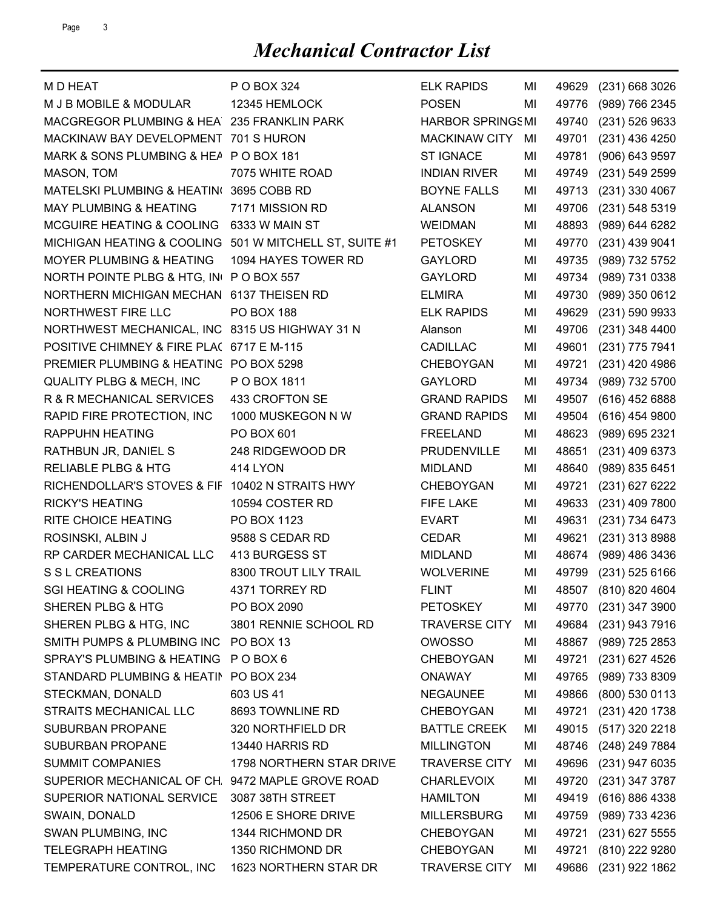# *Mechanical Contractor List*

| | | | | | |
|---|---|---|---|---|---|
| M D HEAT | P O BOX 324 | ELK RAPIDS | MI | 49629 | (231) 668 3026 |
| M J B MOBILE & MODULAR | 12345 HEMLOCK | POSEN | MI | 49776 | (989) 766 2345 |
| MACGREGOR PLUMBING & HEA | 235 FRANKLIN PARK | HARBOR SPRINGS | MI | 49740 | (231) 526 9633 |
| MACKINAW BAY DEVELOPMENT | 701 S HURON | MACKINAW CITY | MI | 49701 | (231) 436 4250 |
| MARK & SONS PLUMBING & HEA | P O BOX 181 | ST IGNACE | MI | 49781 | (906) 643 9597 |
| MASON, TOM | 7075 WHITE ROAD | INDIAN RIVER | MI | 49749 | (231) 549 2599 |
| MATELSKI PLUMBING & HEATIN | 3695 COBB RD | BOYNE FALLS | MI | 49713 | (231) 330 4067 |
| MAY PLUMBING & HEATING | 7171 MISSION RD | ALANSON | MI | 49706 | (231) 548 5319 |
| MCGUIRE HEATING & COOLING | 6333 W MAIN ST | WEIDMAN | MI | 48893 | (989) 644 6282 |
| MICHIGAN HEATING & COOLING | 501 W MITCHELL ST, SUITE #1 | PETOSKEY | MI | 49770 | (231) 439 9041 |
| MOYER PLUMBING & HEATING | 1094 HAYES TOWER RD | GAYLORD | MI | 49735 | (989) 732 5752 |
| NORTH POINTE PLBG & HTG, IN | P O BOX 557 | GAYLORD | MI | 49734 | (989) 731 0338 |
| NORTHERN MICHIGAN MECHAN | 6137 THEISEN RD | ELMIRA | MI | 49730 | (989) 350 0612 |
| NORTHWEST FIRE LLC | PO BOX 188 | ELK RAPIDS | MI | 49629 | (231) 590 9933 |
| NORTHWEST MECHANICAL, INC | 8315 US HIGHWAY 31 N | Alanson | MI | 49706 | (231) 348 4400 |
| POSITIVE CHIMNEY & FIRE PLA | 6717 E M-115 | CADILLAC | MI | 49601 | (231) 775 7941 |
| PREMIER PLUMBING & HEATING | PO BOX 5298 | CHEBOYGAN | MI | 49721 | (231) 420 4986 |
| QUALITY PLBG & MECH, INC | P O BOX 1811 | GAYLORD | MI | 49734 | (989) 732 5700 |
| R & R MECHANICAL SERVICES | 433 CROFTON SE | GRAND RAPIDS | MI | 49507 | (616) 452 6888 |
| RAPID FIRE PROTECTION, INC | 1000 MUSKEGON N W | GRAND RAPIDS | MI | 49504 | (616) 454 9800 |
| RAPPUHN HEATING | PO BOX 601 | FREELAND | MI | 48623 | (989) 695 2321 |
| RATHBUN JR, DANIEL S | 248 RIDGEWOOD DR | PRUDENVILLE | MI | 48651 | (231) 409 6373 |
| RELIABLE PLBG & HTG | 414 LYON | MIDLAND | MI | 48640 | (989) 835 6451 |
| RICHENDOLLAR'S STOVES & FIF | 10402 N STRAITS HWY | CHEBOYGAN | MI | 49721 | (231) 627 6222 |
| RICKY'S HEATING | 10594 COSTER RD | FIFE LAKE | MI | 49633 | (231) 409 7800 |
| RITE CHOICE HEATING | PO BOX 1123 | EVART | MI | 49631 | (231) 734 6473 |
| ROSINSKI, ALBIN J | 9588 S CEDAR RD | CEDAR | MI | 49621 | (231) 313 8988 |
| RP CARDER MECHANICAL LLC | 413 BURGESS ST | MIDLAND | MI | 48674 | (989) 486 3436 |
| S S L CREATIONS | 8300 TROUT LILY TRAIL | WOLVERINE | MI | 49799 | (231) 525 6166 |
| SGI HEATING & COOLING | 4371 TORREY RD | FLINT | MI | 48507 | (810) 820 4604 |
| SHEREN PLBG & HTG | PO BOX 2090 | PETOSKEY | MI | 49770 | (231) 347 3900 |
| SHEREN PLBG & HTG, INC | 3801 RENNIE SCHOOL RD | TRAVERSE CITY | MI | 49684 | (231) 943 7916 |
| SMITH PUMPS & PLUMBING INC | PO BOX 13 | OWOSSO | MI | 48867 | (989) 725 2853 |
| SPRAY'S PLUMBING & HEATING | P O BOX 6 | CHEBOYGAN | MI | 49721 | (231) 627 4526 |
| STANDARD PLUMBING & HEATIN | PO BOX 234 | ONAWAY | MI | 49765 | (989) 733 8309 |
| STECKMAN, DONALD | 603 US 41 | NEGAUNEE | MI | 49866 | (800) 530 0113 |
| STRAITS MECHANICAL LLC | 8693 TOWNLINE RD | CHEBOYGAN | MI | 49721 | (231) 420 1738 |
| SUBURBAN PROPANE | 320 NORTHFIELD DR | BATTLE CREEK | MI | 49015 | (517) 320 2218 |
| SUBURBAN PROPANE | 13440 HARRIS RD | MILLINGTON | MI | 48746 | (248) 249 7884 |
| SUMMIT COMPANIES | 1798 NORTHERN STAR DRIVE | TRAVERSE CITY | MI | 49696 | (231) 947 6035 |
| SUPERIOR MECHANICAL OF CH | 9472 MAPLE GROVE ROAD | CHARLEVOIX | MI | 49720 | (231) 347 3787 |
| SUPERIOR NATIONAL SERVICE | 3087 38TH STREET | HAMILTON | MI | 49419 | (616) 886 4338 |
| SWAIN, DONALD | 12506 E SHORE DRIVE | MILLERSBURG | MI | 49759 | (989) 733 4236 |
| SWAN PLUMBING, INC | 1344 RICHMOND DR | CHEBOYGAN | MI | 49721 | (231) 627 5555 |
| TELEGRAPH HEATING | 1350 RICHMOND DR | CHEBOYGAN | MI | 49721 | (810) 222 9280 |
| TEMPERATURE CONTROL, INC | 1623 NORTHERN STAR DR | TRAVERSE CITY | MI | 49686 | (231) 922 1862 |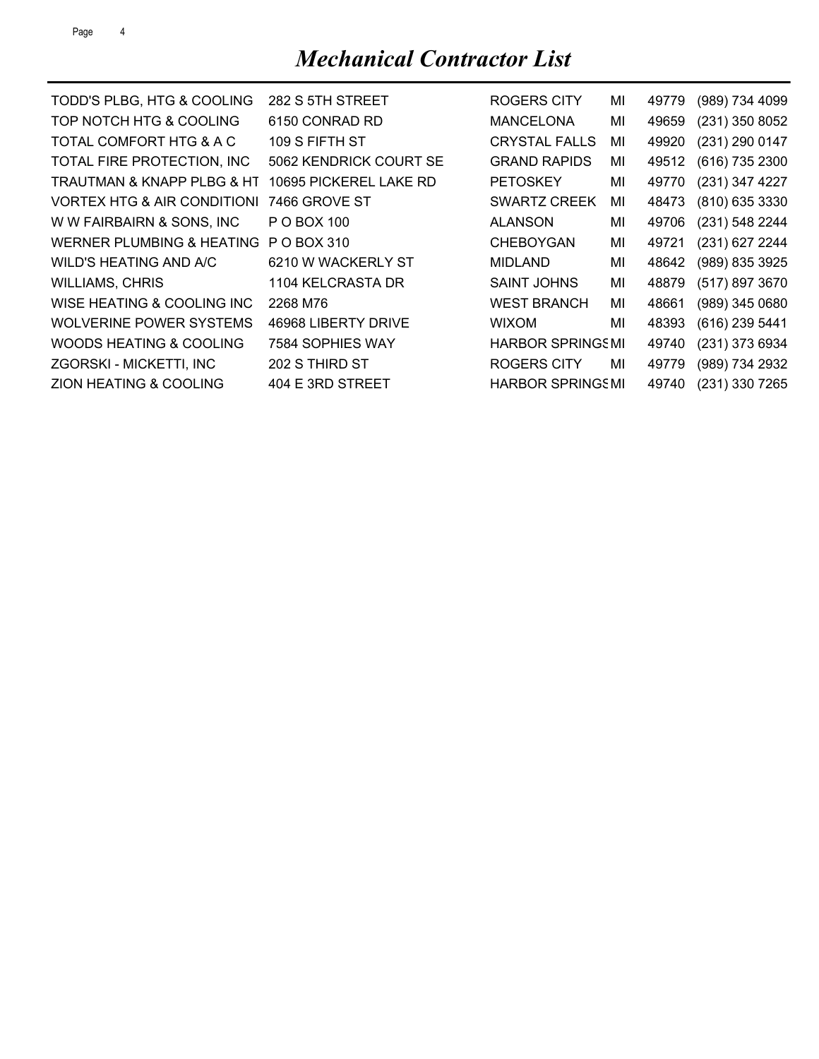# *Mechanical Contractor List*

| | | | | | |
|---|---|---|---|---|---|
| TODD'S PLBG, HTG & COOLING | 282 S 5TH STREET | ROGERS CITY | MI | 49779 | (989) 734 4099 |
| TOP NOTCH HTG & COOLING | 6150 CONRAD RD | MANCELONA | MI | 49659 | (231) 350 8052 |
| TOTAL COMFORT HTG & A C | 109 S FIFTH ST | CRYSTAL FALLS | MI | 49920 | (231) 290 0147 |
| TOTAL FIRE PROTECTION, INC | 5062 KENDRICK COURT SE | GRAND RAPIDS | MI | 49512 | (616) 735 2300 |
| TRAUTMAN & KNAPP PLBG & HT | 10695 PICKEREL LAKE RD | PETOSKEY | MI | 49770 | (231) 347 4227 |
| VORTEX HTG & AIR CONDITIONI | 7466 GROVE ST | SWARTZ CREEK | MI | 48473 | (810) 635 3330 |
| W W FAIRBAIRN & SONS, INC | P O BOX 100 | ALANSON | MI | 49706 | (231) 548 2244 |
| WERNER PLUMBING & HEATING | P O BOX 310 | CHEBOYGAN | MI | 49721 | (231) 627 2244 |
| WILD'S HEATING AND A/C | 6210 W WACKERLY ST | MIDLAND | MI | 48642 | (989) 835 3925 |
| WILLIAMS, CHRIS | 1104 KELCRASTA DR | SAINT JOHNS | MI | 48879 | (517) 897 3670 |
| WISE HEATING & COOLING INC | 2268 M76 | WEST BRANCH | MI | 48661 | (989) 345 0680 |
| WOLVERINE POWER SYSTEMS | 46968 LIBERTY DRIVE | WIXOM | MI | 48393 | (616) 239 5441 |
| WOODS HEATING & COOLING | 7584 SOPHIES WAY | HARBOR SPRINGS | MI | 49740 | (231) 373 6934 |
| ZGORSKI - MICKETTI, INC | 202 S THIRD ST | ROGERS CITY | MI | 49779 | (989) 734 2932 |
| ZION HEATING & COOLING | 404 E 3RD STREET | HARBOR SPRINGS | MI | 49740 | (231) 330 7265 |